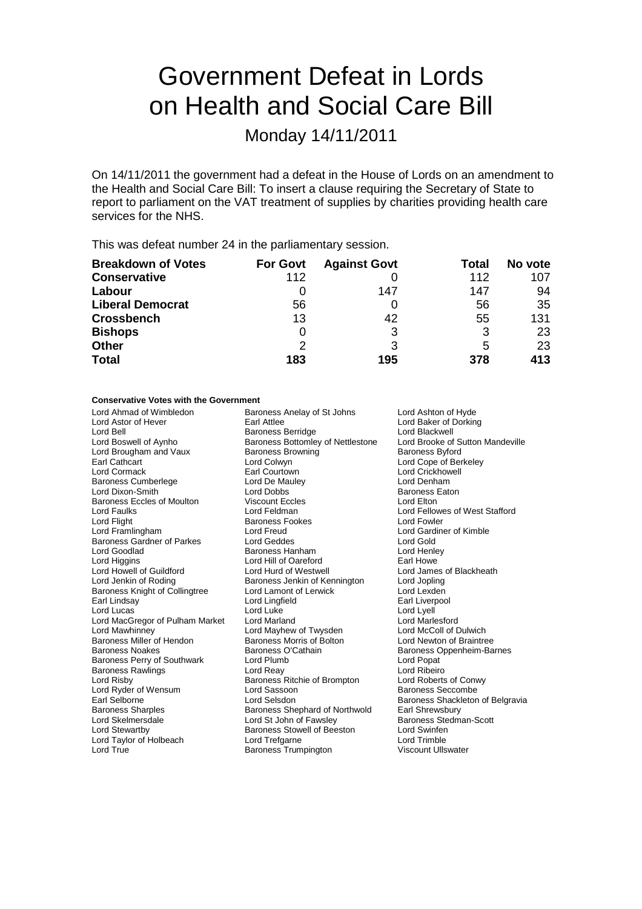# Government Defeat in Lords on Health and Social Care Bill

## Monday 14/11/2011

On 14/11/2011 the government had a defeat in the House of Lords on an amendment to the Health and Social Care Bill: To insert a clause requiring the Secretary of State to report to parliament on the VAT treatment of supplies by charities providing health care services for the NHS.

This was defeat number 24 in the parliamentary session.

| Breakdown of Votes | For Govt | Against Govt | Total | No vote |
|---|---|---|---|---|
| **Conservative** | 112 | 0 | 112 | 107 |
| **Labour** | 0 | 147 | 147 | 94 |
| **Liberal Democrat** | 56 | 0 | 56 | 35 |
| **Crossbench** | 13 | 42 | 55 | 131 |
| **Bishops** | 0 | 3 | 3 | 23 |
| **Other** | 2 | 3 | 5 | 23 |
| **Total** | 183 | 195 | 378 | 413 |

#### Conservative Votes with the Government

Lord Ahmad of Wimbledon
Baroness Anelay of St Johns
Lord Ashton of Hyde
Lord Astor of Hever
Earl Attlee
Lord Baker of Dorking
Lord Bell
Baroness Berridge
Lord Blackwell
Lord Boswell of Aynho
Baroness Bottomley of Nettlestone
Lord Brooke of Sutton Mandeville
Lord Brougham and Vaux
Baroness Browning
Baroness Byford
Earl Cathcart
Lord Colwyn
Lord Cope of Berkeley
Lord Cormack
Earl Courtown
Lord Crickhowell
Baroness Cumberlege
Lord De Mauley
Lord Denham
Lord Dixon-Smith
Lord Dobbs
Baroness Eaton
Baroness Eccles of Moulton
Viscount Eccles
Lord Elton
Lord Faulks
Lord Feldman
Lord Fellowes of West Stafford
Lord Flight
Baroness Fookes
Lord Fowler
Lord Framlingham
Lord Freud
Lord Gardiner of Kimble
Baroness Gardner of Parkes
Lord Geddes
Lord Gold
Lord Goodlad
Baroness Hanham
Lord Henley
Lord Higgins
Lord Hill of Oareford
Earl Howe
Lord Howell of Guildford
Lord Hurd of Westwell
Lord James of Blackheath
Lord Jenkin of Roding
Baroness Jenkin of Kennington
Lord Jopling
Baroness Knight of Collingtree
Lord Lamont of Lerwick
Lord Lexden
Earl Lindsay
Lord Lingfield
Earl Liverpool
Lord Lucas
Lord Luke
Lord Lyell
Lord MacGregor of Pulham Market
Lord Marland
Lord Marlesford
Lord Mawhinney
Lord Mayhew of Twysden
Lord McColl of Dulwich
Baroness Miller of Hendon
Baroness Morris of Bolton
Lord Newton of Braintree
Baroness Noakes
Baroness O'Cathain
Baroness Oppenheim-Barnes
Baroness Perry of Southwark
Lord Plumb
Lord Popat
Baroness Rawlings
Lord Reay
Lord Ribeiro
Lord Risby
Baroness Ritchie of Brompton
Lord Roberts of Conwy
Lord Ryder of Wensum
Lord Sassoon
Baroness Seccombe
Earl Selborne
Lord Selsdon
Baroness Shackleton of Belgravia
Baroness Sharples
Baroness Shephard of Northwold
Earl Shrewsbury
Lord Skelmersdale
Lord St John of Fawsley
Baroness Stedman-Scott
Lord Stewartby
Baroness Stowell of Beeston
Lord Swinfen
Lord Taylor of Holbeach
Lord Trefgarne
Lord Trimble
Lord True
Baroness Trumpington
Viscount Ullswater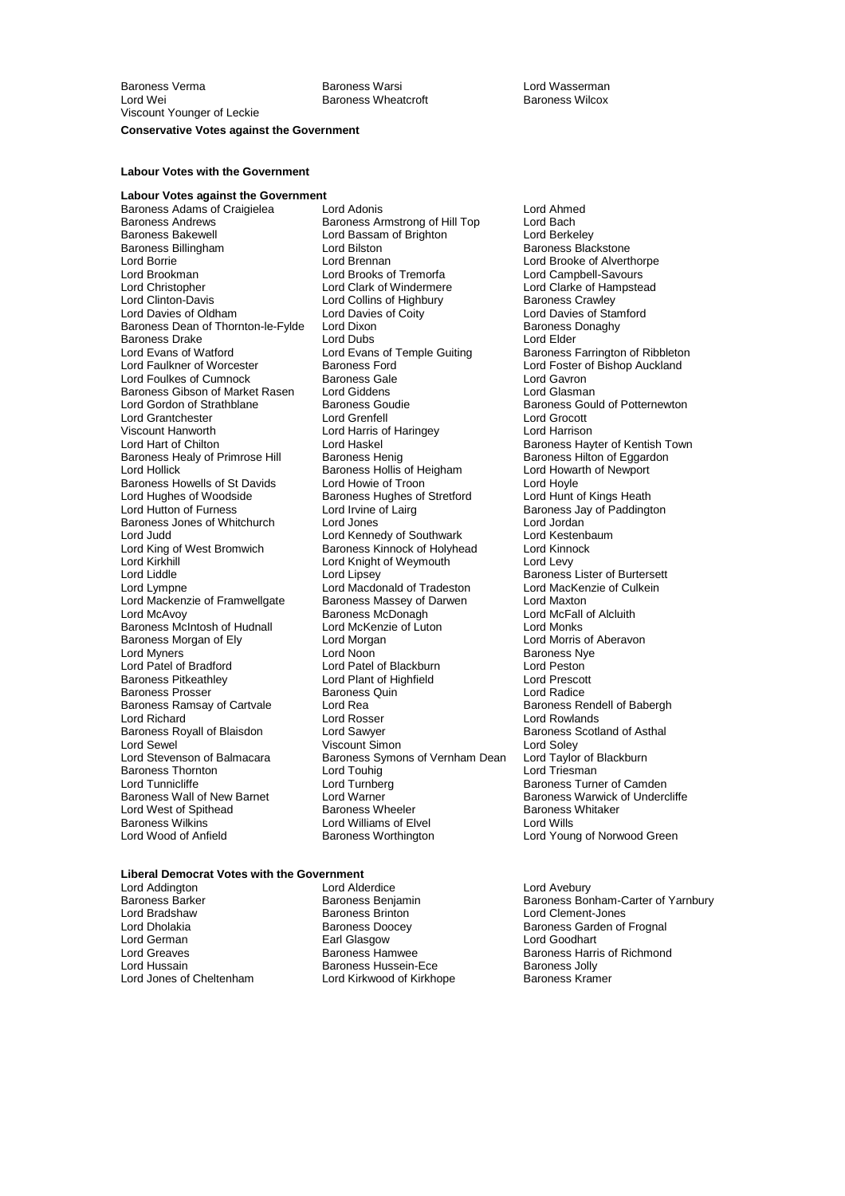Baroness Verma
Baroness Warsi
Lord Wasserman
Lord Wei
Baroness Wheatcroft
Baroness Wilcox
Viscount Younger of Leckie

**Conservative Votes against the Government**

**Labour Votes with the Government**

**Labour Votes against the Government**

Baroness Adams of Craigielea
Lord Adonis
Lord Ahmed
Baroness Andrews
Baroness Armstrong of Hill Top
Lord Bach
Baroness Bakewell
Lord Bassam of Brighton
Lord Berkeley
Baroness Billingham
Lord Bilston
Baroness Blackstone
Lord Borrie
Lord Brennan
Lord Brooke of Alverthorpe
Lord Brookman
Lord Brooks of Tremorfa
Lord Campbell-Savours
Lord Christopher
Lord Clark of Windermere
Lord Clarke of Hampstead
Lord Clinton-Davis
Lord Collins of Highbury
Baroness Crawley
Lord Davies of Oldham
Lord Davies of Coity
Lord Davies of Stamford
Baroness Dean of Thornton-le-Fylde
Lord Dixon
Baroness Donaghy
Baroness Drake
Lord Dubs
Lord Elder
Lord Evans of Watford
Lord Evans of Temple Guiting
Baroness Farrington of Ribbleton
Lord Faulkner of Worcester
Baroness Ford
Lord Foster of Bishop Auckland
Lord Foulkes of Cumnock
Baroness Gale
Lord Gavron
Baroness Gibson of Market Rasen
Lord Giddens
Lord Glasman
Lord Gordon of Strathblane
Baroness Goudie
Baroness Gould of Potternewton
Lord Grantchester
Lord Grenfell
Lord Grocott
Viscount Hanworth
Lord Harris of Haringey
Lord Harrison
Lord Hart of Chilton
Lord Haskel
Baroness Hayter of Kentish Town
Baroness Healy of Primrose Hill
Baroness Henig
Baroness Hilton of Eggardon
Lord Hollick
Baroness Hollis of Heigham
Lord Howarth of Newport
Baroness Howells of St Davids
Lord Howie of Troon
Lord Hoyle
Lord Hughes of Woodside
Baroness Hughes of Stretford
Lord Hunt of Kings Heath
Lord Hutton of Furness
Lord Irvine of Lairg
Baroness Jay of Paddington
Baroness Jones of Whitchurch
Lord Jones
Lord Jordan
Lord Judd
Lord Kennedy of Southwark
Lord Kestenbaum
Lord King of West Bromwich
Baroness Kinnock of Holyhead
Lord Kinnock
Lord Kirkhill
Lord Knight of Weymouth
Lord Levy
Lord Liddle
Lord Lipsey
Baroness Lister of Burtersett
Lord Lympne
Lord Macdonald of Tradeston
Lord MacKenzie of Culkein
Lord Mackenzie of Framwellgate
Baroness Massey of Darwen
Lord Maxton
Lord McAvoy
Baroness McDonagh
Lord McFall of Alcluith
Baroness McIntosh of Hudnall
Lord McKenzie of Luton
Lord Monks
Baroness Morgan of Ely
Lord Morgan
Lord Morris of Aberavon
Lord Myners
Lord Noon
Baroness Nye
Lord Patel of Bradford
Lord Patel of Blackburn
Lord Peston
Baroness Pitkeathley
Lord Plant of Highfield
Lord Prescott
Baroness Prosser
Baroness Quin
Lord Radice
Baroness Ramsay of Cartvale
Lord Rea
Baroness Rendell of Babergh
Lord Richard
Lord Rosser
Lord Rowlands
Baroness Royall of Blaisdon
Lord Sawyer
Baroness Scotland of Asthal
Lord Sewel
Viscount Simon
Lord Soley
Lord Stevenson of Balmacara
Baroness Symons of Vernham Dean
Lord Taylor of Blackburn
Baroness Thornton
Lord Touhig
Lord Triesman
Lord Tunnicliffe
Lord Turnberg
Baroness Turner of Camden
Baroness Wall of New Barnet
Lord Warner
Baroness Warwick of Undercliffe
Lord West of Spithead
Baroness Wheeler
Baroness Whitaker
Baroness Wilkins
Lord Williams of Elvel
Lord Wills
Lord Wood of Anfield
Baroness Worthington
Lord Young of Norwood Green

**Liberal Democrat Votes with the Government**

Lord Addington
Lord Alderdice
Lord Avebury
Baroness Barker
Baroness Benjamin
Baroness Bonham-Carter of Yarnbury
Lord Bradshaw
Baroness Brinton
Lord Clement-Jones
Lord Dholakia
Baroness Doocey
Baroness Garden of Frognal
Lord German
Earl Glasgow
Lord Goodhart
Lord Greaves
Baroness Hamwee
Baroness Harris of Richmond
Lord Hussain
Baroness Hussein-Ece
Baroness Jolly
Lord Jones of Cheltenham
Lord Kirkwood of Kirkhope
Baroness Kramer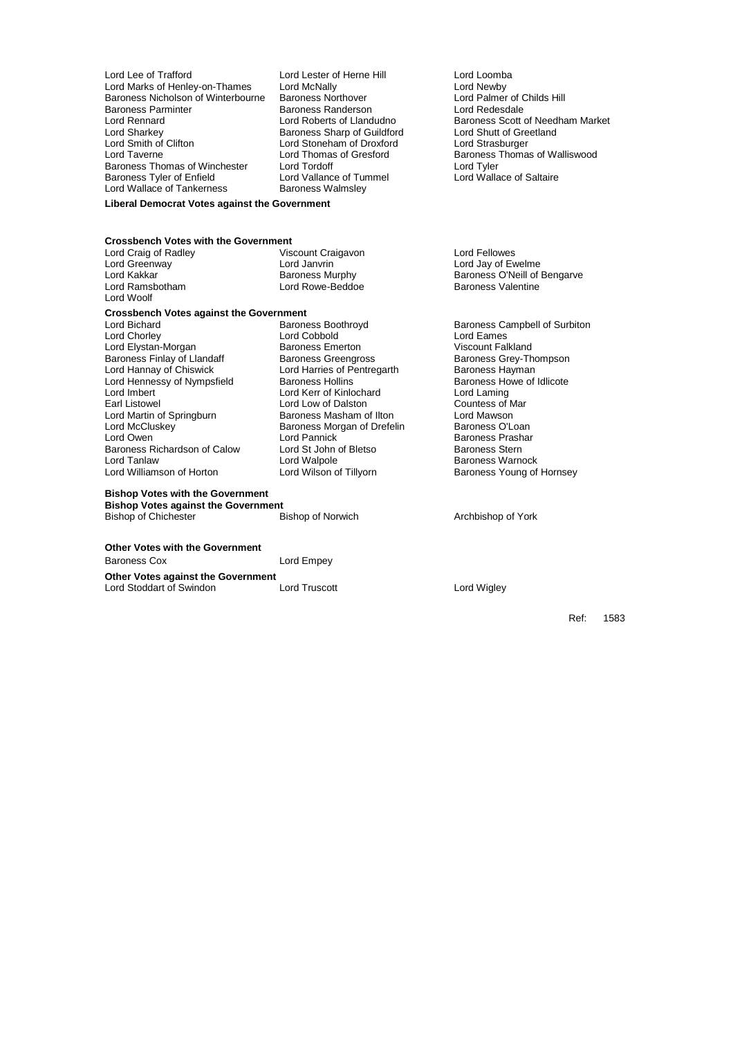| | | |
|---|---|---|
| Lord Lee of Trafford | Lord Lester of Herne Hill | Lord Loomba |
| Lord Marks of Henley-on-Thames | Lord McNally | Lord Newby |
| Baroness Nicholson of Winterbourne | Baroness Northover | Lord Palmer of Childs Hill |
| Baroness Parminter | Baroness Randerson | Lord Redesdale |
| Lord Rennard | Lord Roberts of Llandudno | Baroness Scott of Needham Market |
| Lord Sharkey | Baroness Sharp of Guildford | Lord Shutt of Greetland |
| Lord Smith of Clifton | Lord Stoneham of Droxford | Lord Strasburger |
| Lord Taverne | Lord Thomas of Gresford | Baroness Thomas of Walliswood |
| Baroness Thomas of Winchester | Lord Tordoff | Lord Tyler |
| Baroness Tyler of Enfield | Lord Vallance of Tummel | Lord Wallace of Saltaire |
| Lord Wallace of Tankerness | Baroness Walmsley | |

**Liberal Democrat Votes against the Government**

**Crossbench Votes with the Government**

| | | |
|---|---|---|
| Lord Craig of Radley | Viscount Craigavon | Lord Fellowes |
| Lord Greenway | Lord Janvrin | Lord Jay of Ewelme |
| Lord Kakkar | Baroness Murphy | Baroness O'Neill of Bengarve |
| Lord Ramsbotham | Lord Rowe-Beddoe | Baroness Valentine |
| Lord Woolf | | |

**Crossbench Votes against the Government**

| | | |
|---|---|---|
| Lord Bichard | Baroness Boothroyd | Baroness Campbell of Surbiton |
| Lord Chorley | Lord Cobbold | Lord Eames |
| Lord Elystan-Morgan | Baroness Emerton | Viscount Falkland |
| Baroness Finlay of Llandaff | Baroness Greengross | Baroness Grey-Thompson |
| Lord Hannay of Chiswick | Lord Harries of Pentregarth | Baroness Hayman |
| Lord Hennessy of Nympsfield | Baroness Hollins | Baroness Howe of Idlicote |
| Lord Imbert | Lord Kerr of Kinlochard | Lord Laming |
| Earl Listowel | Lord Low of Dalston | Countess of Mar |
| Lord Martin of Springburn | Baroness Masham of Ilton | Lord Mawson |
| Lord McCluskey | Baroness Morgan of Drefelin | Baroness O'Loan |
| Lord Owen | Lord Pannick | Baroness Prashar |
| Baroness Richardson of Calow | Lord St John of Bletso | Baroness Stern |
| Lord Tanlaw | Lord Walpole | Baroness Warnock |
| Lord Williamson of Horton | Lord Wilson of Tillyorn | Baroness Young of Hornsey |

**Bishop Votes with the Government**

**Bishop Votes against the Government**

| | | |
|---|---|---|
| Bishop of Chichester | Bishop of Norwich | Archbishop of York |

**Other Votes with the Government**

| | |
|---|---|
| Baroness Cox | Lord Empey |

**Other Votes against the Government**

| | | |
|---|---|---|
| Lord Stoddart of Swindon | Lord Truscott | Lord Wigley |

Ref: 1583